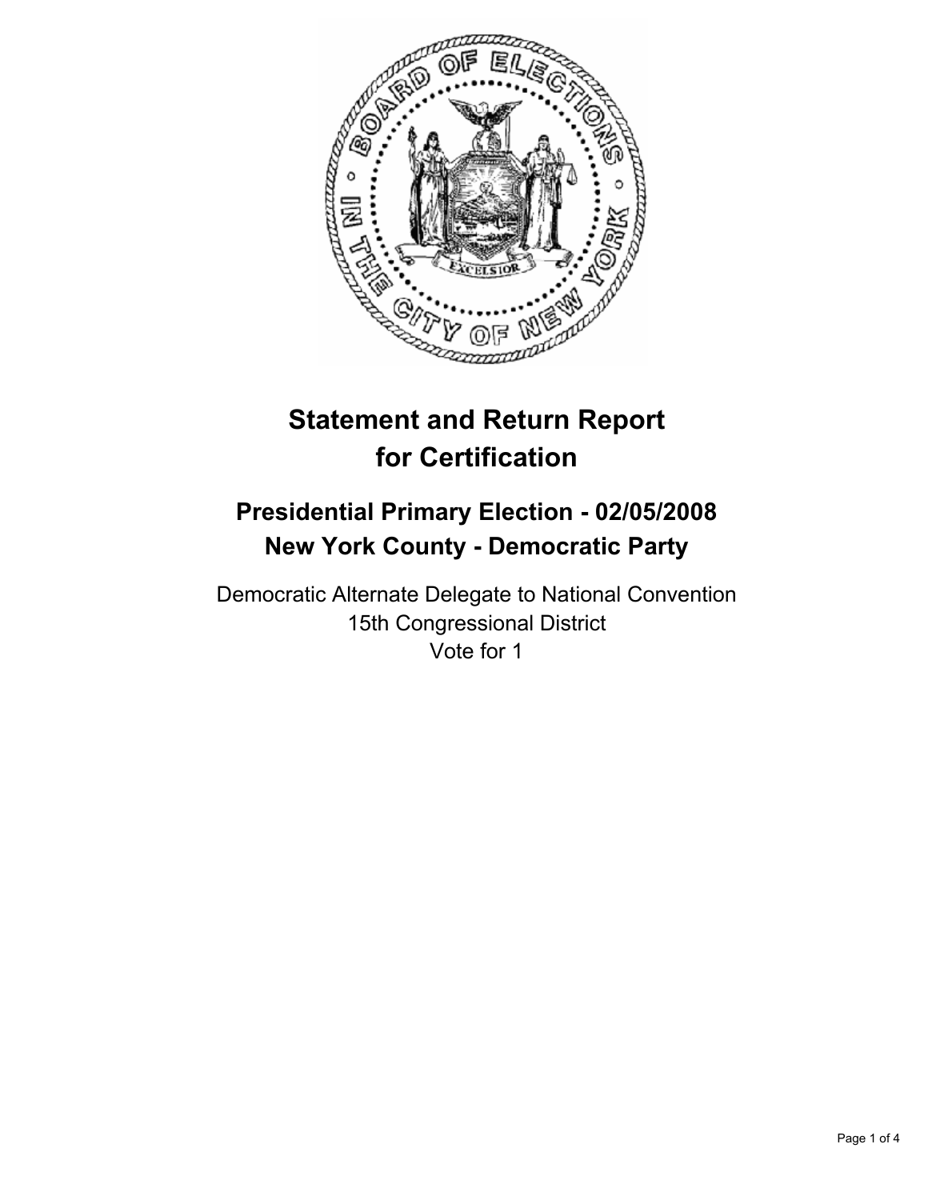# Statement and Return Report for Certification

## Presidential Primary Election - 02/05/2008
## New York County - Democratic Party

Democratic Alternate Delegate to National Convention
15th Congressional District
Vote for 1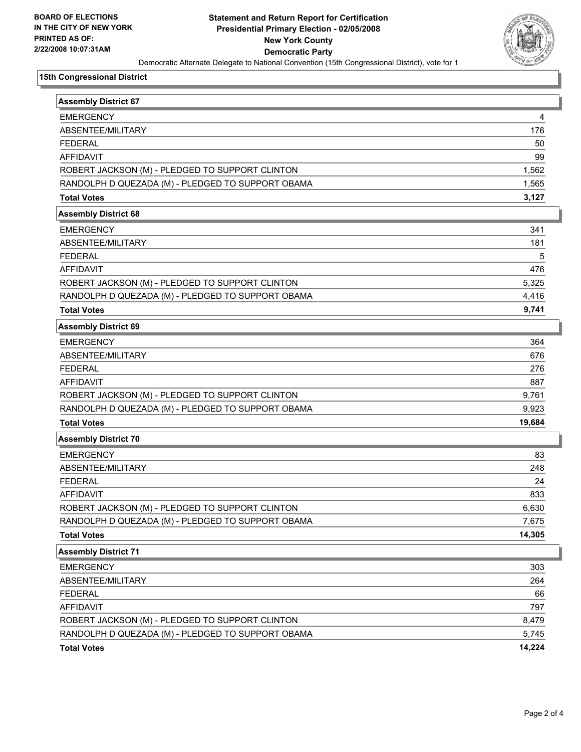**BOARD OF ELECTIONS IN THE CITY OF NEW YORK PRINTED AS OF: 2/22/2008 10:07:31AM**

# Statement and Return Report for Certification
## Presidential Primary Election - 02/05/2008
## New York County
## Democratic Party

Democratic Alternate Delegate to National Convention (15th Congressional District), vote for 1

### 15th Congressional District

| Assembly District 67 | |
|---|---|
| EMERGENCY | 4 |
| ABSENTEE/MILITARY | 176 |
| FEDERAL | 50 |
| AFFIDAVIT | 99 |
| ROBERT JACKSON (M) - PLEDGED TO SUPPORT CLINTON | 1,562 |
| RANDOLPH D QUEZADA (M) - PLEDGED TO SUPPORT OBAMA | 1,565 |
| **Total Votes** | **3,127** |

| Assembly District 68 | |
|---|---|
| EMERGENCY | 341 |
| ABSENTEE/MILITARY | 181 |
| FEDERAL | 5 |
| AFFIDAVIT | 476 |
| ROBERT JACKSON (M) - PLEDGED TO SUPPORT CLINTON | 5,325 |
| RANDOLPH D QUEZADA (M) - PLEDGED TO SUPPORT OBAMA | 4,416 |
| **Total Votes** | **9,741** |

| Assembly District 69 | |
|---|---|
| EMERGENCY | 364 |
| ABSENTEE/MILITARY | 676 |
| FEDERAL | 276 |
| AFFIDAVIT | 887 |
| ROBERT JACKSON (M) - PLEDGED TO SUPPORT CLINTON | 9,761 |
| RANDOLPH D QUEZADA (M) - PLEDGED TO SUPPORT OBAMA | 9,923 |
| **Total Votes** | **19,684** |

| Assembly District 70 | |
|---|---|
| EMERGENCY | 83 |
| ABSENTEE/MILITARY | 248 |
| FEDERAL | 24 |
| AFFIDAVIT | 833 |
| ROBERT JACKSON (M) - PLEDGED TO SUPPORT CLINTON | 6,630 |
| RANDOLPH D QUEZADA (M) - PLEDGED TO SUPPORT OBAMA | 7,675 |
| **Total Votes** | **14,305** |

| Assembly District 71 | |
|---|---|
| EMERGENCY | 303 |
| ABSENTEE/MILITARY | 264 |
| FEDERAL | 66 |
| AFFIDAVIT | 797 |
| ROBERT JACKSON (M) - PLEDGED TO SUPPORT CLINTON | 8,479 |
| RANDOLPH D QUEZADA (M) - PLEDGED TO SUPPORT OBAMA | 5,745 |
| **Total Votes** | **14,224** |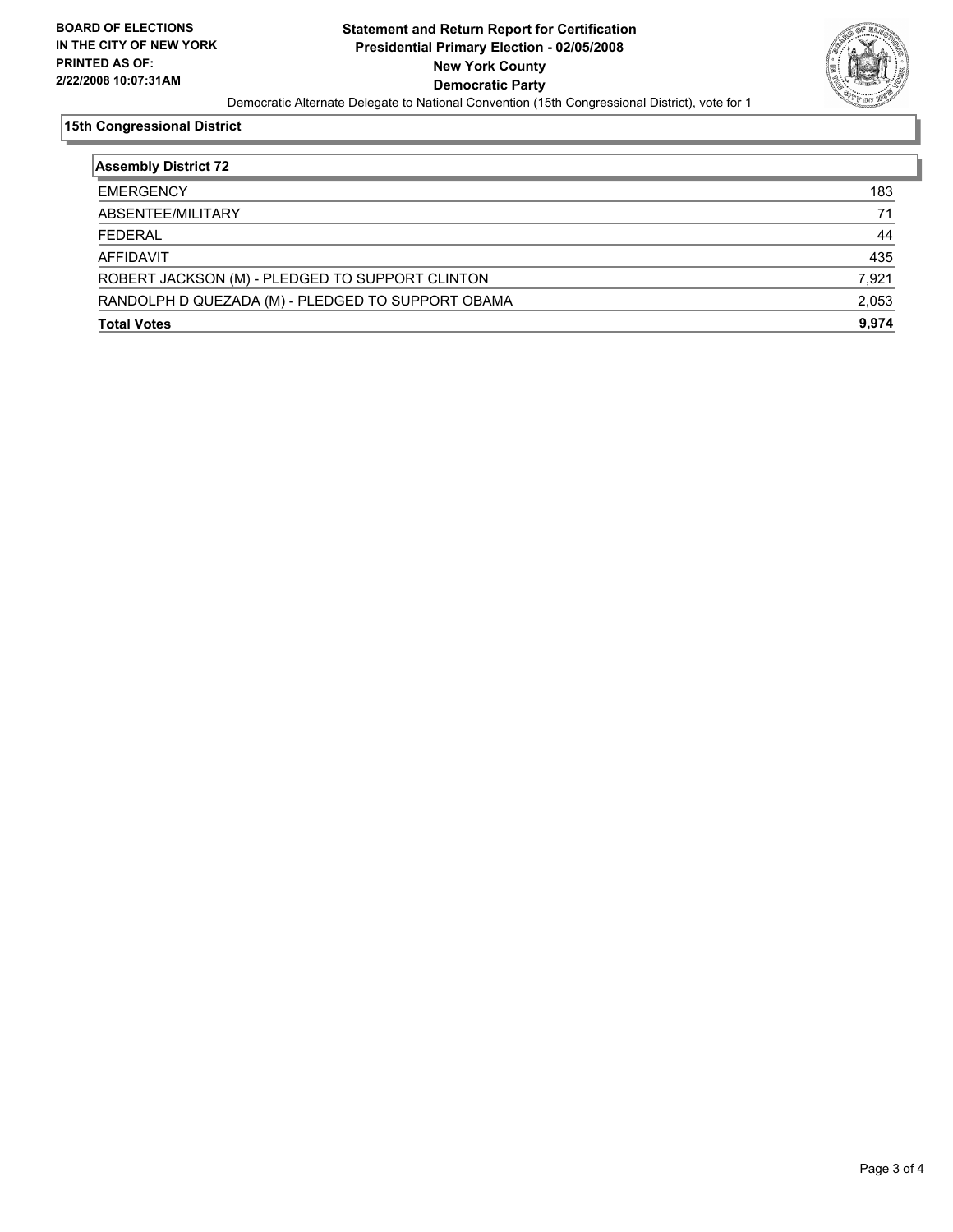**BOARD OF ELECTIONS IN THE CITY OF NEW YORK PRINTED AS OF: 2/22/2008 10:07:31AM**

# Statement and Return Report for Certification
## Presidential Primary Election - 02/05/2008
## New York County
## Democratic Party

Democratic Alternate Delegate to National Convention (15th Congressional District), vote for 1

### 15th Congressional District

| Assembly District 72 | |
|---|---|
| EMERGENCY | 183 |
| ABSENTEE/MILITARY | 71 |
| FEDERAL | 44 |
| AFFIDAVIT | 435 |
| ROBERT JACKSON (M) - PLEDGED TO SUPPORT CLINTON | 7,921 |
| RANDOLPH D QUEZADA (M) - PLEDGED TO SUPPORT OBAMA | 2,053 |
| **Total Votes** | **9,974** |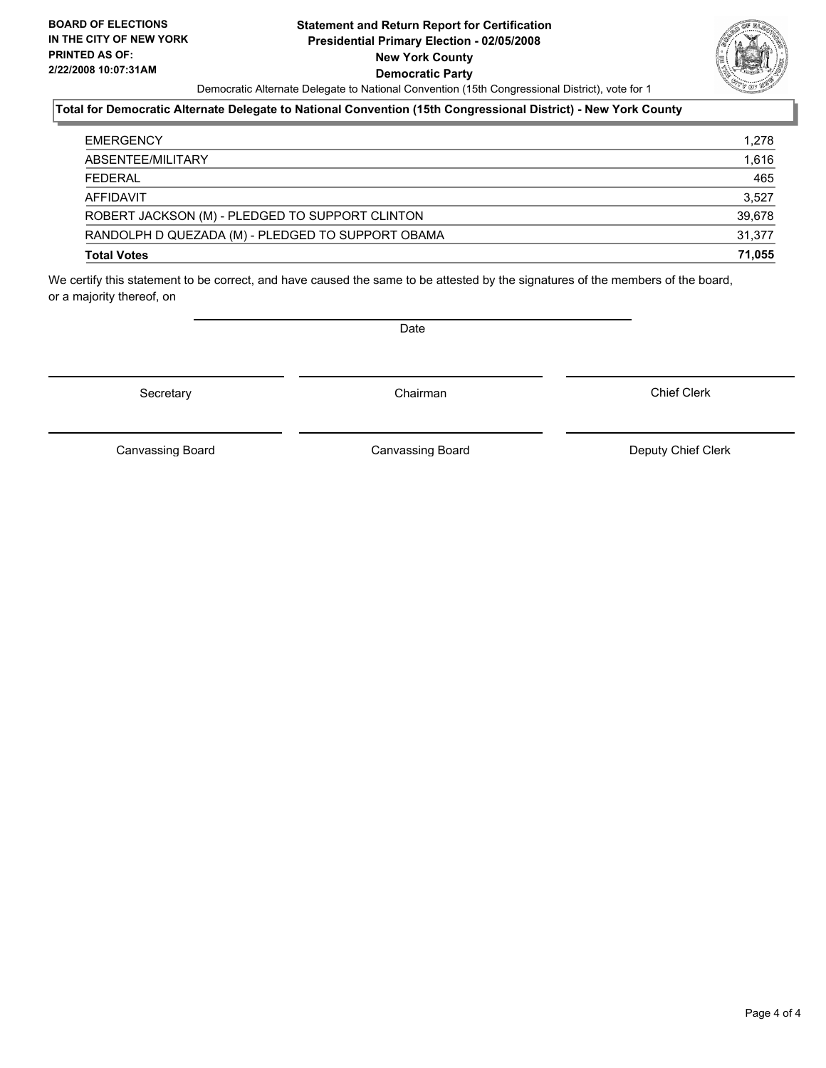**BOARD OF ELECTIONS IN THE CITY OF NEW YORK PRINTED AS OF: 2/22/2008 10:07:31AM**

# Statement and Return Report for Certification
## Presidential Primary Election - 02/05/2008
## New York County
## Democratic Party

Democratic Alternate Delegate to National Convention (15th Congressional District), vote for 1

### Total for Democratic Alternate Delegate to National Convention (15th Congressional District) - New York County

| | |
|---|---|
| EMERGENCY | 1,278 |
| ABSENTEE/MILITARY | 1,616 |
| FEDERAL | 465 |
| AFFIDAVIT | 3,527 |
| ROBERT JACKSON (M) - PLEDGED TO SUPPORT CLINTON | 39,678 |
| RANDOLPH D QUEZADA (M) - PLEDGED TO SUPPORT OBAMA | 31,377 |
| **Total Votes** | **71,055** |

We certify this statement to be correct, and have caused the same to be attested by the signatures of the members of the board, or a majority thereof, on

Date

Secretary | Chairman | Chief Clerk

Canvassing Board | Canvassing Board | Deputy Chief Clerk